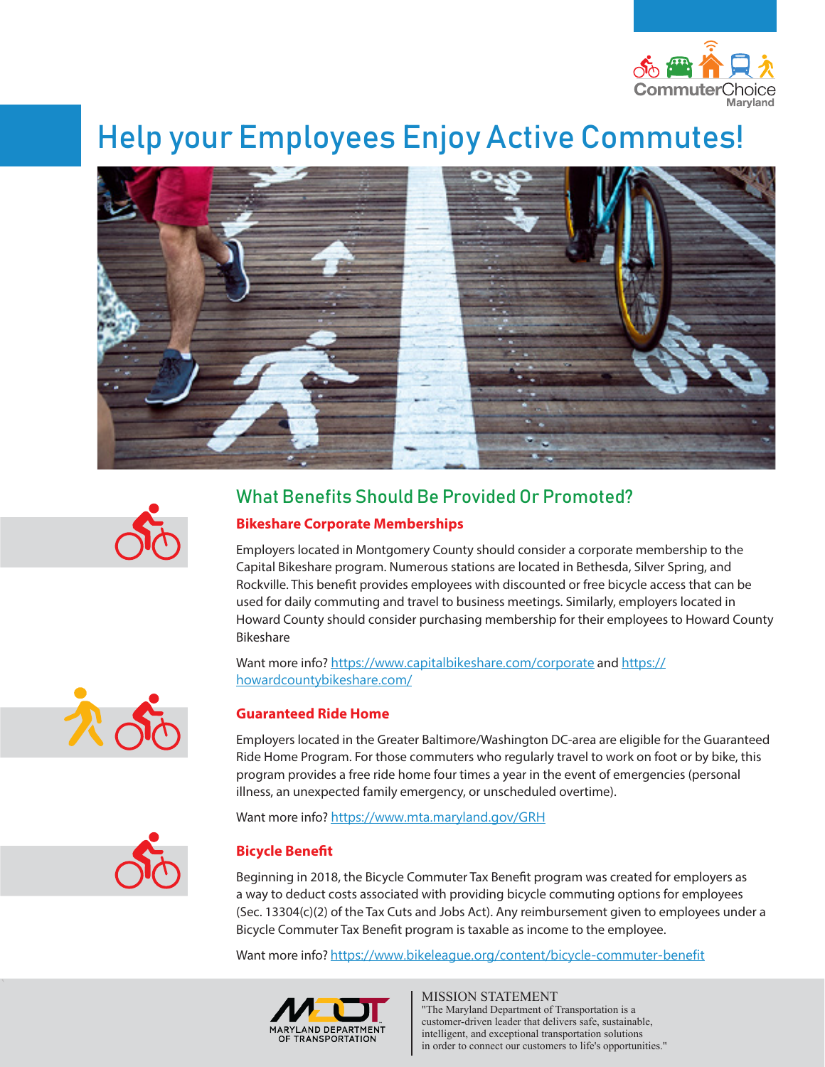CommuterChoice Maryland

# Help your Employees Enjoy Active Commutes!

## What Benefits Should Be Provided Or Promoted?

### Bikeshare Corporate Memberships

Employers located in Montgomery County should consider a corporate membership to the Capital Bikeshare program. Numerous stations are located in Bethesda, Silver Spring, and Rockville. This benefit provides employees with discounted or free bicycle access that can be used for daily commuting and travel to business meetings. Similarly, employers located in Howard County should consider purchasing membership for their employees to Howard County Bikeshare

Want more info? https://www.capitalbikeshare.com/corporate and https://howardcountybikeshare.com/

### Guaranteed Ride Home

Employers located in the Greater Baltimore/Washington DC-area are eligible for the Guaranteed Ride Home Program. For those commuters who regularly travel to work on foot or by bike, this program provides a free ride home four times a year in the event of emergencies (personal illness, an unexpected family emergency, or unscheduled overtime).

Want more info? https://www.mta.maryland.gov/GRH

### Bicycle Benefit

Beginning in 2018, the Bicycle Commuter Tax Benefit program was created for employers as a way to deduct costs associated with providing bicycle commuting options for employees (Sec. 13304(c)(2) of the Tax Cuts and Jobs Act). Any reimbursement given to employees under a Bicycle Commuter Tax Benefit program is taxable as income to the employee.

Want more info? https://www.bikeleague.org/content/bicycle-commuter-benefit

MDOT MARYLAND DEPARTMENT OF TRANSPORTATION

MISSION STATEMENT
"The Maryland Department of Transportation is a customer-driven leader that delivers safe, sustainable, intelligent, and exceptional transportation solutions in order to connect our customers to life's opportunities."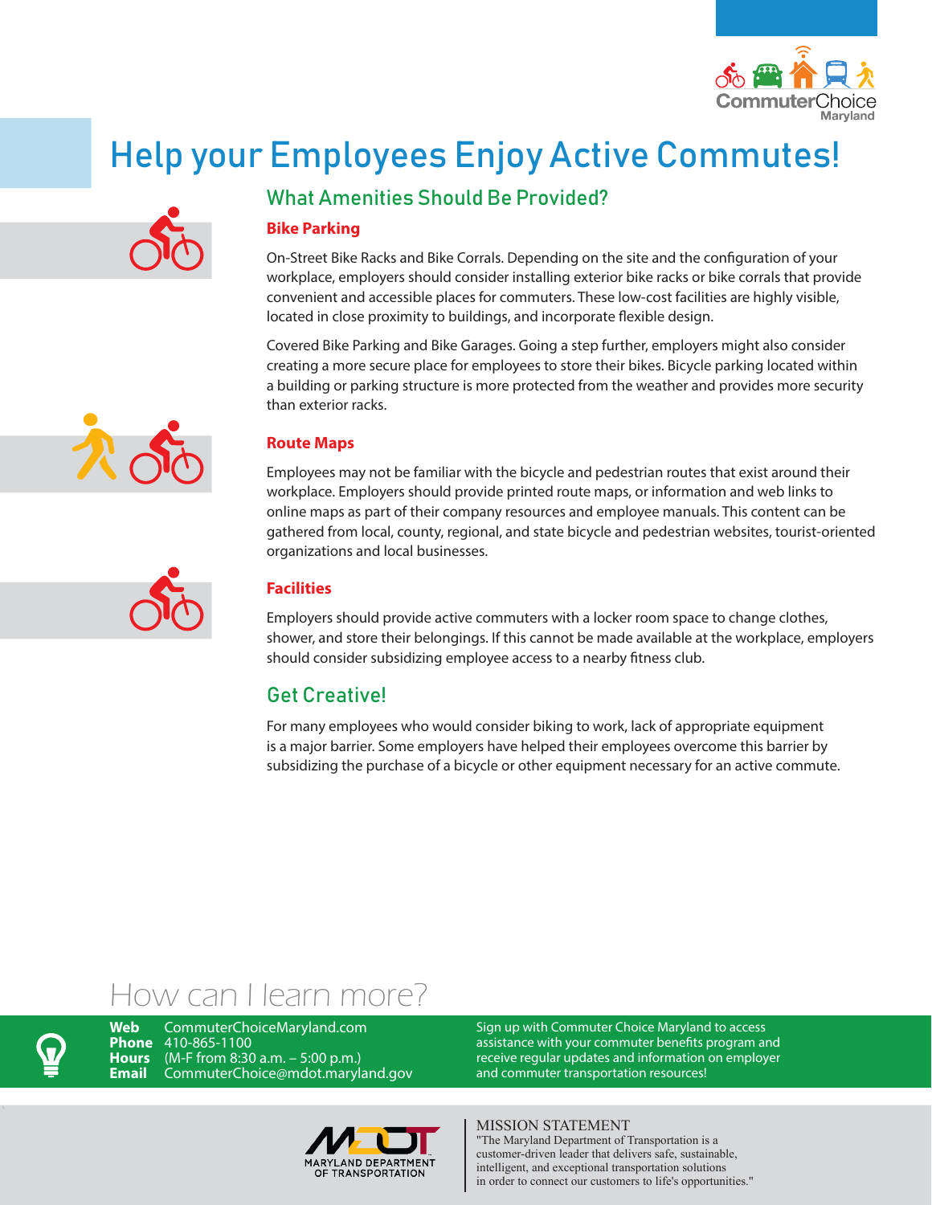CommuterChoice Maryland

# Help your Employees Enjoy Active Commutes!

## What Amenities Should Be Provided?

### Bike Parking

On-Street Bike Racks and Bike Corrals. Depending on the site and the configuration of your workplace, employers should consider installing exterior bike racks or bike corrals that provide convenient and accessible places for commuters. These low-cost facilities are highly visible, located in close proximity to buildings, and incorporate flexible design.

Covered Bike Parking and Bike Garages. Going a step further, employers might also consider creating a more secure place for employees to store their bikes. Bicycle parking located within a building or parking structure is more protected from the weather and provides more security than exterior racks.

### Route Maps

Employees may not be familiar with the bicycle and pedestrian routes that exist around their workplace. Employers should provide printed route maps, or information and web links to online maps as part of their company resources and employee manuals. This content can be gathered from local, county, regional, and state bicycle and pedestrian websites, tourist-oriented organizations and local businesses.

### Facilities

Employers should provide active commuters with a locker room space to change clothes, shower, and store their belongings. If this cannot be made available at the workplace, employers should consider subsidizing employee access to a nearby fitness club.

## Get Creative!

For many employees who would consider biking to work, lack of appropriate equipment is a major barrier. Some employers have helped their employees overcome this barrier by subsidizing the purchase of a bicycle or other equipment necessary for an active commute.

## How can I learn more?

**Web** CommuterChoiceMaryland.com
**Phone** 410-865-1100
**Hours** (M-F from 8:30 a.m. – 5:00 p.m.)
**Email** CommuterChoice@mdot.maryland.gov

Sign up with Commuter Choice Maryland to access assistance with your commuter benefits program and receive regular updates and information on employer and commuter transportation resources!

MDOT MARYLAND DEPARTMENT OF TRANSPORTATION

MISSION STATEMENT
"The Maryland Department of Transportation is a customer-driven leader that delivers safe, sustainable, intelligent, and exceptional transportation solutions in order to connect our customers to life's opportunities."